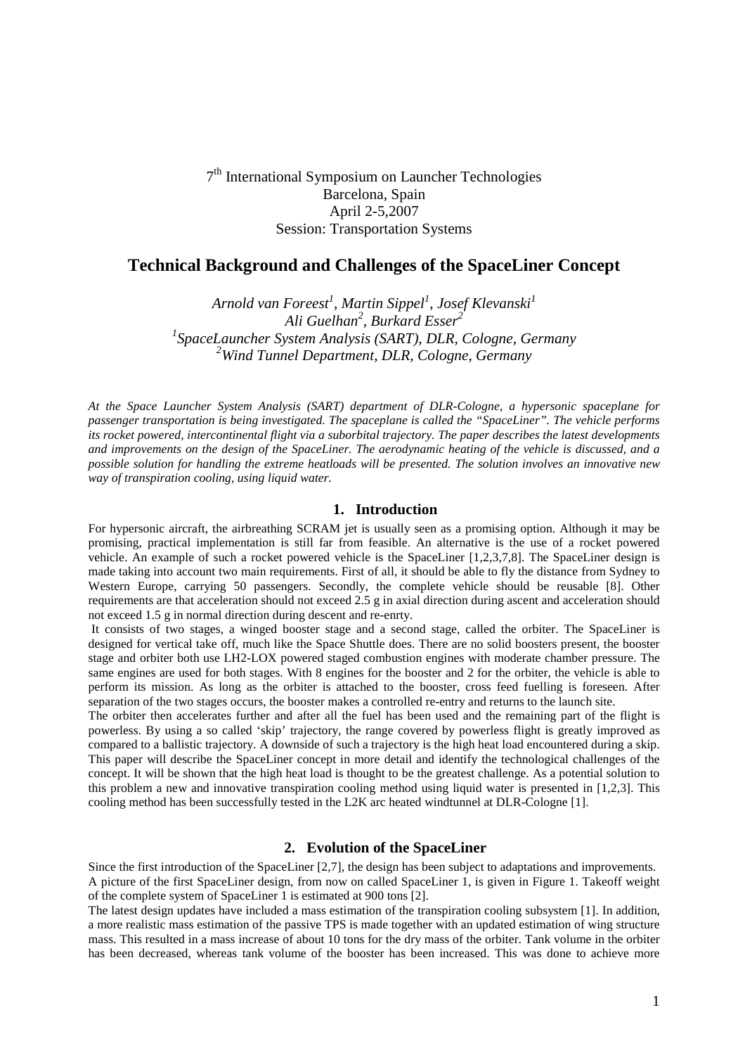7[th] International Symposium on Launcher Technologies
Barcelona, Spain
April 2-5,2007
Session: Transportation Systems

# Technical Background and Challenges of the SpaceLiner Concept

*Arnold van Foreest[1], Martin Sippel[1], Josef Klevanski[1]*
*Ali Guelhan[2], Burkard Esser[2]*
*[1]SpaceLauncher System Analysis (SART), DLR, Cologne, Germany*
*[2]Wind Tunnel Department, DLR, Cologne, Germany*

*At the Space Launcher System Analysis (SART) department of DLR-Cologne, a hypersonic spaceplane for passenger transportation is being investigated. The spaceplane is called the "SpaceLiner". The vehicle performs its rocket powered, intercontinental flight via a suborbital trajectory. The paper describes the latest developments and improvements on the design of the SpaceLiner. The aerodynamic heating of the vehicle is discussed, and a possible solution for handling the extreme heatloads will be presented. The solution involves an innovative new way of transpiration cooling, using liquid water.*

## 1. Introduction

For hypersonic aircraft, the airbreathing SCRAM jet is usually seen as a promising option. Although it may be promising, practical implementation is still far from feasible. An alternative is the use of a rocket powered vehicle. An example of such a rocket powered vehicle is the SpaceLiner [1,2,3,7,8]. The SpaceLiner design is made taking into account two main requirements. First of all, it should be able to fly the distance from Sydney to Western Europe, carrying 50 passengers. Secondly, the complete vehicle should be reusable [8]. Other requirements are that acceleration should not exceed 2.5 g in axial direction during ascent and acceleration should not exceed 1.5 g in normal direction during descent and re-enrty.

It consists of two stages, a winged booster stage and a second stage, called the orbiter. The SpaceLiner is designed for vertical take off, much like the Space Shuttle does. There are no solid boosters present, the booster stage and orbiter both use LH2-LOX powered staged combustion engines with moderate chamber pressure. The same engines are used for both stages. With 8 engines for the booster and 2 for the orbiter, the vehicle is able to perform its mission. As long as the orbiter is attached to the booster, cross feed fuelling is foreseen. After separation of the two stages occurs, the booster makes a controlled re-entry and returns to the launch site.

The orbiter then accelerates further and after all the fuel has been used and the remaining part of the flight is powerless. By using a so called 'skip' trajectory, the range covered by powerless flight is greatly improved as compared to a ballistic trajectory. A downside of such a trajectory is the high heat load encountered during a skip. This paper will describe the SpaceLiner concept in more detail and identify the technological challenges of the concept. It will be shown that the high heat load is thought to be the greatest challenge. As a potential solution to this problem a new and innovative transpiration cooling method using liquid water is presented in [1,2,3]. This cooling method has been successfully tested in the L2K arc heated windtunnel at DLR-Cologne [1].

## 2. Evolution of the SpaceLiner

Since the first introduction of the SpaceLiner [2,7], the design has been subject to adaptations and improvements. A picture of the first SpaceLiner design, from now on called SpaceLiner 1, is given in Figure 1. Takeoff weight of the complete system of SpaceLiner 1 is estimated at 900 tons [2].

The latest design updates have included a mass estimation of the transpiration cooling subsystem [1]. In addition, a more realistic mass estimation of the passive TPS is made together with an updated estimation of wing structure mass. This resulted in a mass increase of about 10 tons for the dry mass of the orbiter. Tank volume in the orbiter has been decreased, whereas tank volume of the booster has been increased. This was done to achieve more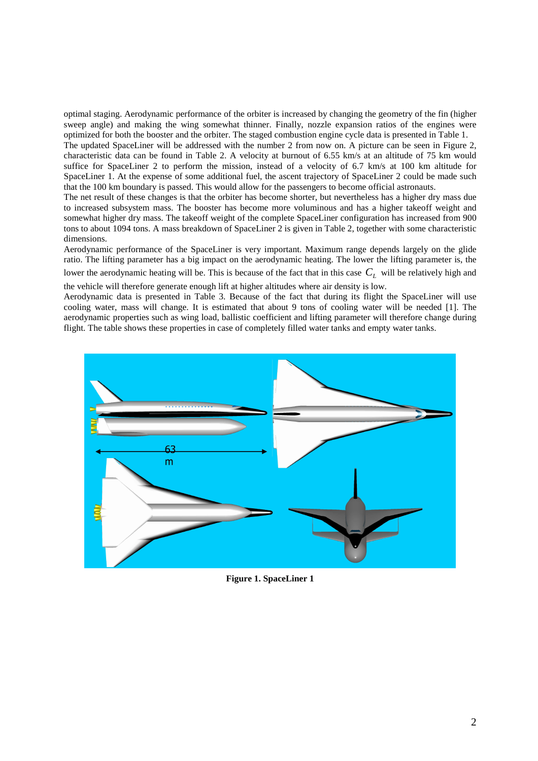optimal staging. Aerodynamic performance of the orbiter is increased by changing the geometry of the fin (higher sweep angle) and making the wing somewhat thinner. Finally, nozzle expansion ratios of the engines were optimized for both the booster and the orbiter. The staged combustion engine cycle data is presented in Table 1.

The updated SpaceLiner will be addressed with the number 2 from now on. A picture can be seen in Figure 2, characteristic data can be found in Table 2. A velocity at burnout of 6.55 km/s at an altitude of 75 km would suffice for SpaceLiner 2 to perform the mission, instead of a velocity of 6.7 km/s at 100 km altitude for SpaceLiner 1. At the expense of some additional fuel, the ascent trajectory of SpaceLiner 2 could be made such that the 100 km boundary is passed. This would allow for the passengers to become official astronauts.

The net result of these changes is that the orbiter has become shorter, but nevertheless has a higher dry mass due to increased subsystem mass. The booster has become more voluminous and has a higher takeoff weight and somewhat higher dry mass. The takeoff weight of the complete SpaceLiner configuration has increased from 900 tons to about 1094 tons. A mass breakdown of SpaceLiner 2 is given in Table 2, together with some characteristic dimensions.

Aerodynamic performance of the SpaceLiner is very important. Maximum range depends largely on the glide ratio. The lifting parameter has a big impact on the aerodynamic heating. The lower the lifting parameter is, the lower the aerodynamic heating will be. This is because of the fact that in this case $C_L$ will be relatively high and the vehicle will therefore generate enough lift at higher altitudes where air density is low.

Aerodynamic data is presented in Table 3. Because of the fact that during its flight the SpaceLiner will use cooling water, mass will change. It is estimated that about 9 tons of cooling water will be needed [1]. The aerodynamic properties such as wing load, ballistic coefficient and lifting parameter will therefore change during flight. The table shows these properties in case of completely filled water tanks and empty water tanks.

**Figure 1. SpaceLiner 1**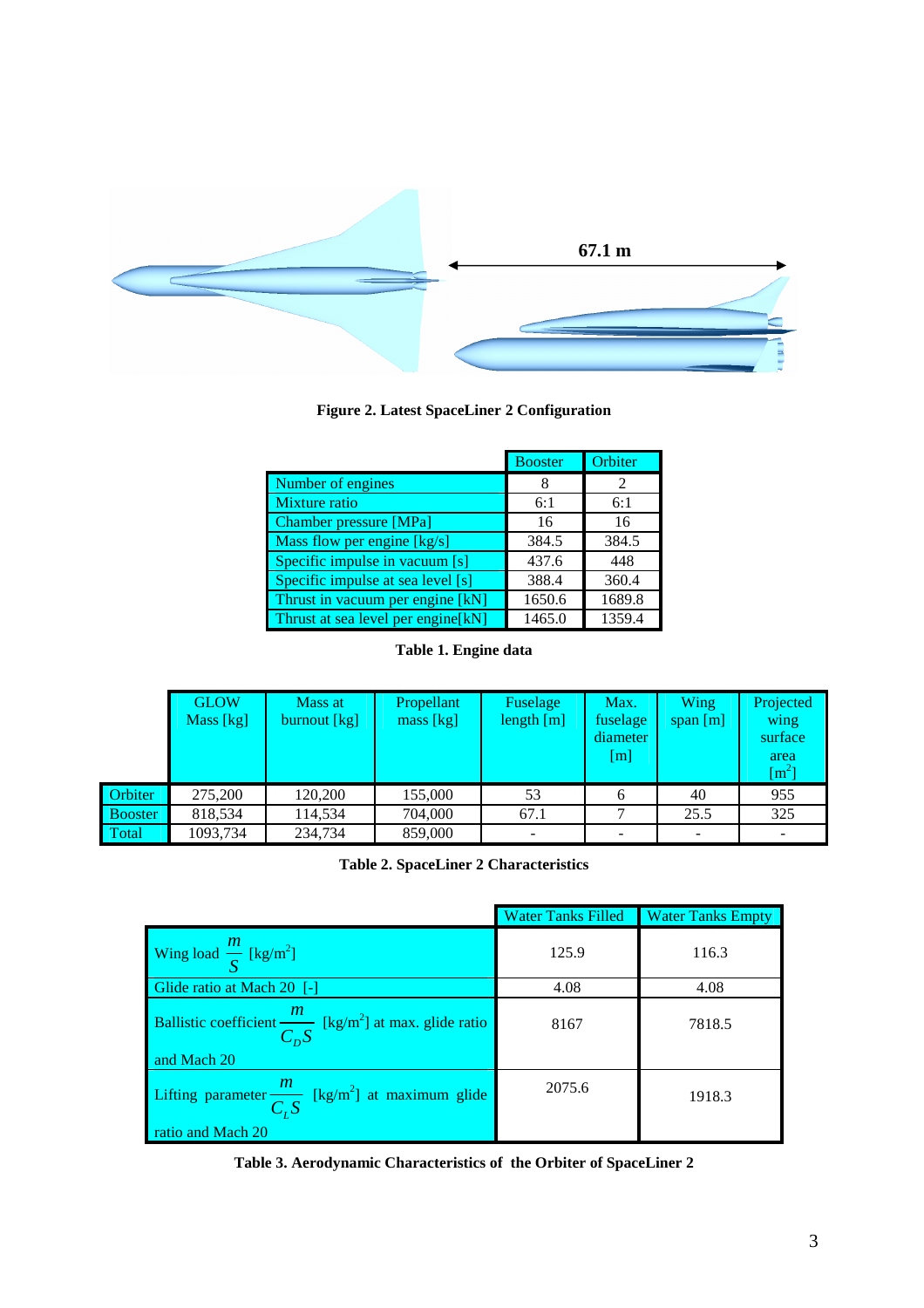**Figure 2. Latest SpaceLiner 2 Configuration**

| | Booster | Orbiter |
|---|---|---|
| Number of engines | 8 | 2 |
| Mixture ratio | 6:1 | 6:1 |
| Chamber pressure [MPa] | 16 | 16 |
| Mass flow per engine [kg/s] | 384.5 | 384.5 |
| Specific impulse in vacuum [s] | 437.6 | 448 |
| Specific impulse at sea level [s] | 388.4 | 360.4 |
| Thrust in vacuum per engine [kN] | 1650.6 | 1689.8 |
| Thrust at sea level per engine[kN] | 1465.0 | 1359.4 |

**Table 1. Engine data**

| | GLOW Mass [kg] | Mass at burnout [kg] | Propellant mass [kg] | Fuselage length [m] | Max. fuselage diameter [m] | Wing span [m] | Projected wing surface area [$m^2$] |
|---|---|---|---|---|---|---|---|
| Orbiter | 275,200 | 120,200 | 155,000 | 53 | 6 | 40 | 955 |
| Booster | 818,534 | 114,534 | 704,000 | 67.1 | 7 | 25.5 | 325 |
| Total | 1093,734 | 234,734 | 859,000 | - | - | - | - |

**Table 2. SpaceLiner 2 Characteristics**

| | Water Tanks Filled | Water Tanks Empty |
|---|---|---|
| Wing load $\frac{m}{S}$ [kg/m$^2$] | 125.9 | 116.3 |
| Glide ratio at Mach 20 [-] | 4.08 | 4.08 |
| Ballistic coefficient $\frac{m}{C_D S}$ [kg/m$^2$] at max. glide ratio and Mach 20 | 8167 | 7818.5 |
| Lifting parameter $\frac{m}{C_L S}$ [kg/m$^2$] at maximum glide ratio and Mach 20 | 2075.6 | 1918.3 |

**Table 3. Aerodynamic Characteristics of the Orbiter of SpaceLiner 2**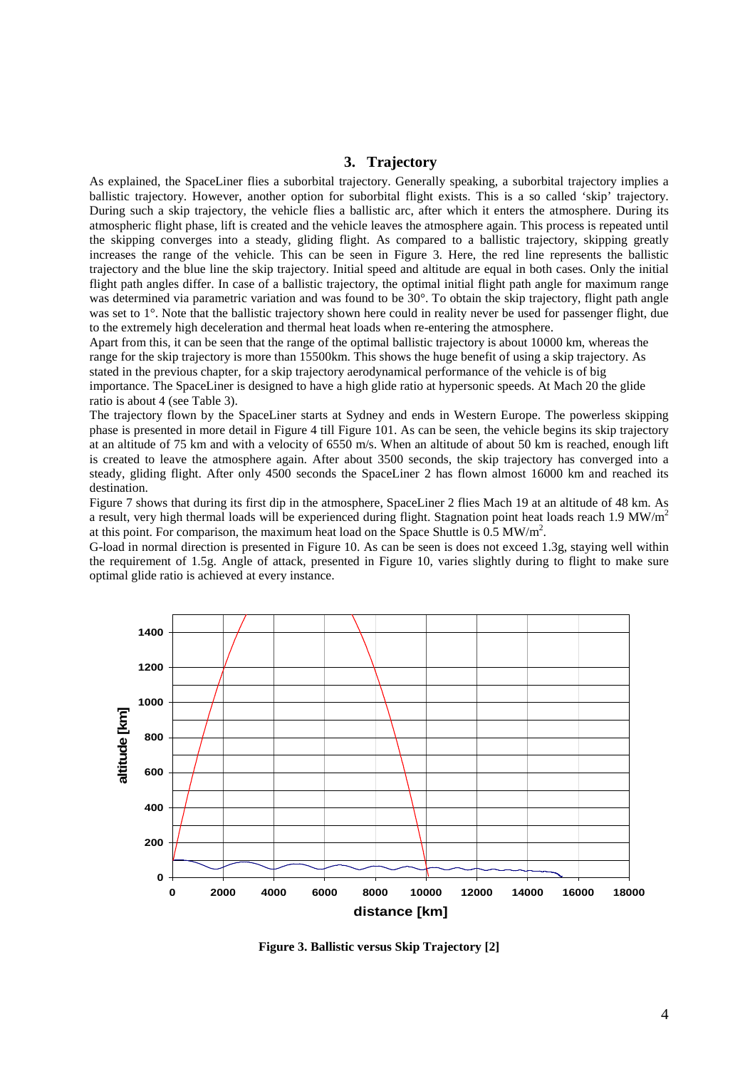## 3. Trajectory

As explained, the SpaceLiner flies a suborbital trajectory. Generally speaking, a suborbital trajectory implies a ballistic trajectory. However, another option for suborbital flight exists. This is a so called 'skip' trajectory. During such a skip trajectory, the vehicle flies a ballistic arc, after which it enters the atmosphere. During its atmospheric flight phase, lift is created and the vehicle leaves the atmosphere again. This process is repeated until the skipping converges into a steady, gliding flight. As compared to a ballistic trajectory, skipping greatly increases the range of the vehicle. This can be seen in Figure 3. Here, the red line represents the ballistic trajectory and the blue line the skip trajectory. Initial speed and altitude are equal in both cases. Only the initial flight path angles differ. In case of a ballistic trajectory, the optimal initial flight path angle for maximum range was determined via parametric variation and was found to be 30°. To obtain the skip trajectory, flight path angle was set to 1°. Note that the ballistic trajectory shown here could in reality never be used for passenger flight, due to the extremely high deceleration and thermal heat loads when re-entering the atmosphere.

Apart from this, it can be seen that the range of the optimal ballistic trajectory is about 10000 km, whereas the range for the skip trajectory is more than 15500km. This shows the huge benefit of using a skip trajectory. As stated in the previous chapter, for a skip trajectory aerodynamical performance of the vehicle is of big importance. The SpaceLiner is designed to have a high glide ratio at hypersonic speeds. At Mach 20 the glide ratio is about 4 (see Table 3).

The trajectory flown by the SpaceLiner starts at Sydney and ends in Western Europe. The powerless skipping phase is presented in more detail in Figure 4 till Figure 101. As can be seen, the vehicle begins its skip trajectory at an altitude of 75 km and with a velocity of 6550 m/s. When an altitude of about 50 km is reached, enough lift is created to leave the atmosphere again. After about 3500 seconds, the skip trajectory has converged into a steady, gliding flight. After only 4500 seconds the SpaceLiner 2 has flown almost 16000 km and reached its destination.

Figure 7 shows that during its first dip in the atmosphere, SpaceLiner 2 flies Mach 19 at an altitude of 48 km. As a result, very high thermal loads will be experienced during flight. Stagnation point heat loads reach 1.9 MW/m$^2$ at this point. For comparison, the maximum heat load on the Space Shuttle is 0.5 MW/m$^2$.

G-load in normal direction is presented in Figure 10. As can be seen is does not exceed 1.3g, staying well within the requirement of 1.5g. Angle of attack, presented in Figure 10, varies slightly during to flight to make sure optimal glide ratio is achieved at every instance.

**Figure 3. Ballistic versus Skip Trajectory [2]**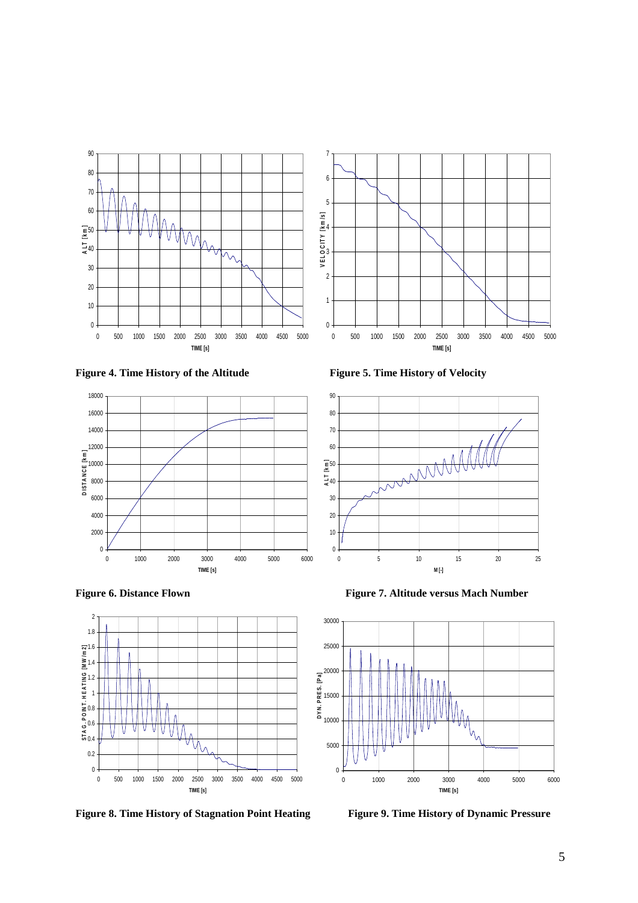**Figure 4. Time History of the Altitude**

**Figure 5. Time History of Velocity**

**Figure 6. Distance Flown**

**Figure 7. Altitude versus Mach Number**

**Figure 8. Time History of Stagnation Point Heating**

**Figure 9. Time History of Dynamic Pressure**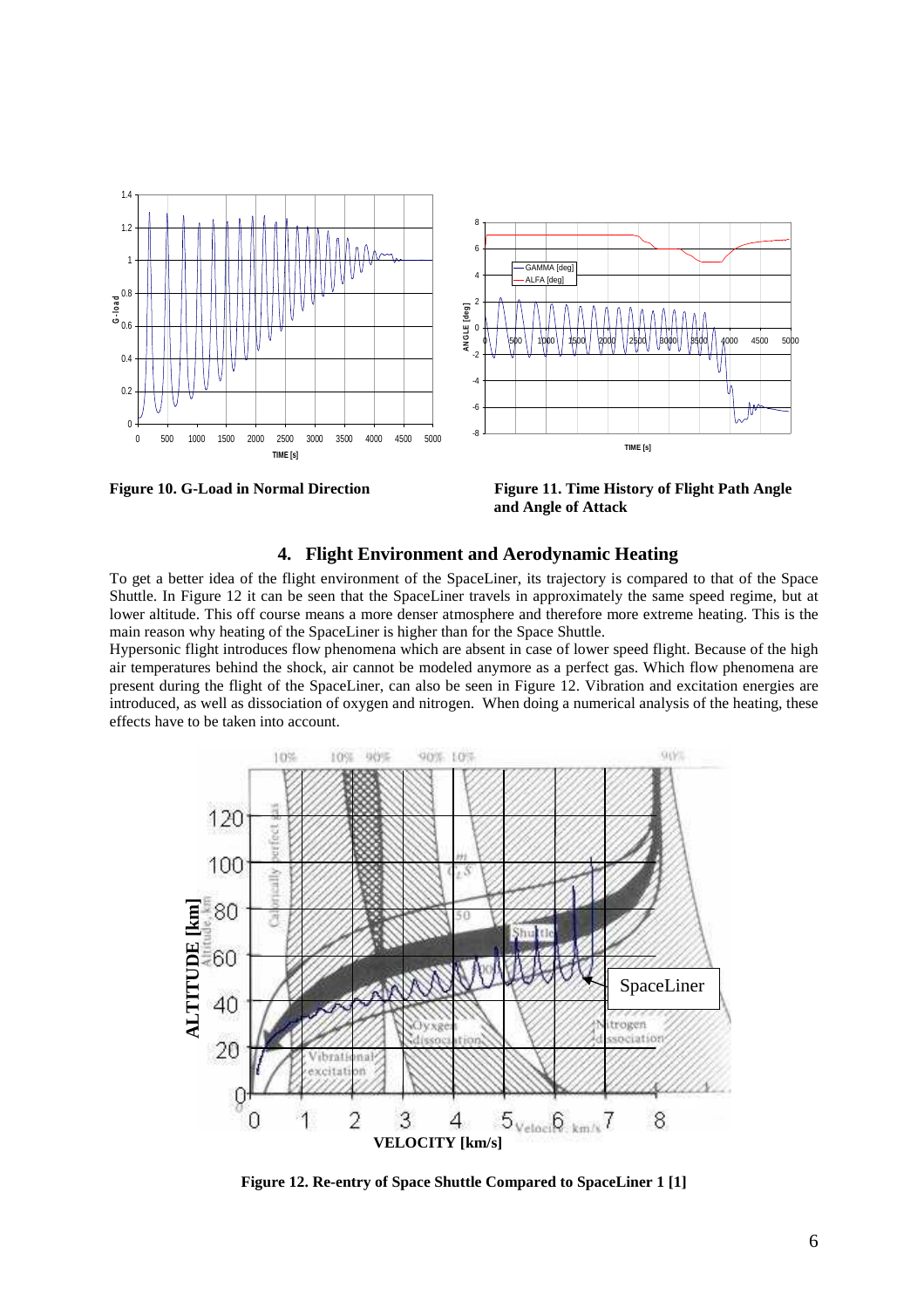**Figure 10. G-Load in Normal Direction**

**Figure 11. Time History of Flight Path Angle and Angle of Attack**

## 4. Flight Environment and Aerodynamic Heating

To get a better idea of the flight environment of the SpaceLiner, its trajectory is compared to that of the Space Shuttle. In Figure 12 it can be seen that the SpaceLiner travels in approximately the same speed regime, but at lower altitude. This off course means a more denser atmosphere and therefore more extreme heating. This is the main reason why heating of the SpaceLiner is higher than for the Space Shuttle.

Hypersonic flight introduces flow phenomena which are absent in case of lower speed flight. Because of the high air temperatures behind the shock, air cannot be modeled anymore as a perfect gas. Which flow phenomena are present during the flight of the SpaceLiner, can also be seen in Figure 12. Vibration and excitation energies are introduced, as well as dissociation of oxygen and nitrogen. When doing a numerical analysis of the heating, these effects have to be taken into account.

**Figure 12. Re-entry of Space Shuttle Compared to SpaceLiner 1 [1]**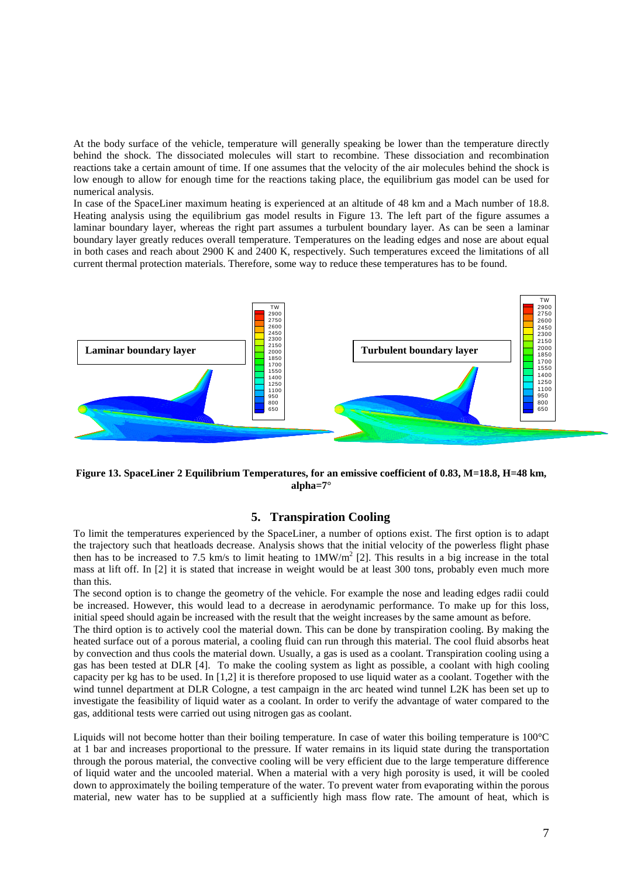At the body surface of the vehicle, temperature will generally speaking be lower than the temperature directly behind the shock. The dissociated molecules will start to recombine. These dissociation and recombination reactions take a certain amount of time. If one assumes that the velocity of the air molecules behind the shock is low enough to allow for enough time for the reactions taking place, the equilibrium gas model can be used for numerical analysis.

In case of the SpaceLiner maximum heating is experienced at an altitude of 48 km and a Mach number of 18.8. Heating analysis using the equilibrium gas model results in Figure 13. The left part of the figure assumes a laminar boundary layer, whereas the right part assumes a turbulent boundary layer. As can be seen a laminar boundary layer greatly reduces overall temperature. Temperatures on the leading edges and nose are about equal in both cases and reach about 2900 K and 2400 K, respectively. Such temperatures exceed the limitations of all current thermal protection materials. Therefore, some way to reduce these temperatures has to be found.

**Figure 13. SpaceLiner 2 Equilibrium Temperatures, for an emissive coefficient of 0.83, M=18.8, H=48 km, alpha=7°**

## 5. Transpiration Cooling

To limit the temperatures experienced by the SpaceLiner, a number of options exist. The first option is to adapt the trajectory such that heatloads decrease. Analysis shows that the initial velocity of the powerless flight phase then has to be increased to 7.5 km/s to limit heating to 1MW/m$^2$ [2]. This results in a big increase in the total mass at lift off. In [2] it is stated that increase in weight would be at least 300 tons, probably even much more than this.

The second option is to change the geometry of the vehicle. For example the nose and leading edges radii could be increased. However, this would lead to a decrease in aerodynamic performance. To make up for this loss, initial speed should again be increased with the result that the weight increases by the same amount as before.

The third option is to actively cool the material down. This can be done by transpiration cooling. By making the heated surface out of a porous material, a cooling fluid can run through this material. The cool fluid absorbs heat by convection and thus cools the material down. Usually, a gas is used as a coolant. Transpiration cooling using a gas has been tested at DLR [4]. To make the cooling system as light as possible, a coolant with high cooling capacity per kg has to be used. In [1,2] it is therefore proposed to use liquid water as a coolant. Together with the wind tunnel department at DLR Cologne, a test campaign in the arc heated wind tunnel L2K has been set up to investigate the feasibility of liquid water as a coolant. In order to verify the advantage of water compared to the gas, additional tests were carried out using nitrogen gas as coolant.

Liquids will not become hotter than their boiling temperature. In case of water this boiling temperature is 100°C at 1 bar and increases proportional to the pressure. If water remains in its liquid state during the transportation through the porous material, the convective cooling will be very efficient due to the large temperature difference of liquid water and the uncooled material. When a material with a very high porosity is used, it will be cooled down to approximately the boiling temperature of the water. To prevent water from evaporating within the porous material, new water has to be supplied at a sufficiently high mass flow rate. The amount of heat, which is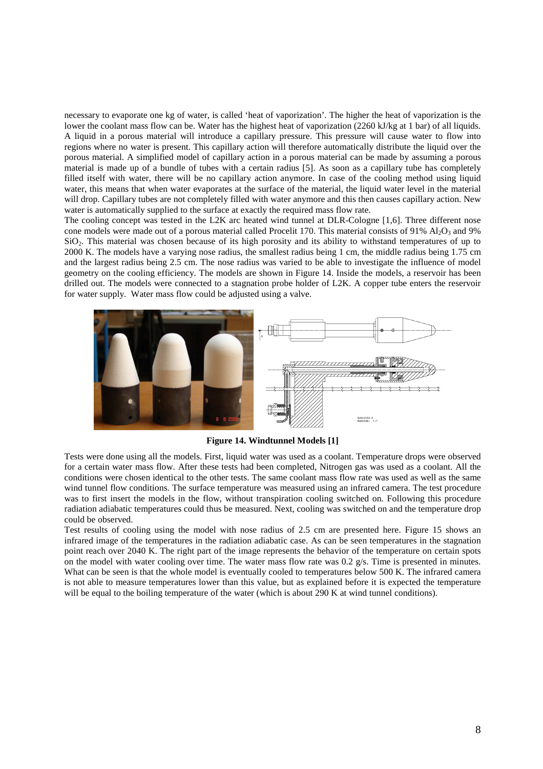necessary to evaporate one kg of water, is called 'heat of vaporization'. The higher the heat of vaporization is the lower the coolant mass flow can be. Water has the highest heat of vaporization (2260 kJ/kg at 1 bar) of all liquids. A liquid in a porous material will introduce a capillary pressure. This pressure will cause water to flow into regions where no water is present. This capillary action will therefore automatically distribute the liquid over the porous material. A simplified model of capillary action in a porous material can be made by assuming a porous material is made up of a bundle of tubes with a certain radius [5]. As soon as a capillary tube has completely filled itself with water, there will be no capillary action anymore. In case of the cooling method using liquid water, this means that when water evaporates at the surface of the material, the liquid water level in the material will drop. Capillary tubes are not completely filled with water anymore and this then causes capillary action. New water is automatically supplied to the surface at exactly the required mass flow rate.

The cooling concept was tested in the L2K arc heated wind tunnel at DLR-Cologne [1,6]. Three different nose cone models were made out of a porous material called Procelit 170. This material consists of 91% $Al_2O_3$ and 9% $SiO_2$. This material was chosen because of its high porosity and its ability to withstand temperatures of up to 2000 K. The models have a varying nose radius, the smallest radius being 1 cm, the middle radius being 1.75 cm and the largest radius being 2.5 cm. The nose radius was varied to be able to investigate the influence of model geometry on the cooling efficiency. The models are shown in Figure 14. Inside the models, a reservoir has been drilled out. The models were connected to a stagnation probe holder of L2K. A copper tube enters the reservoir for water supply. Water mass flow could be adjusted using a valve.

**Figure 14. Windtunnel Models [1]**

Tests were done using all the models. First, liquid water was used as a coolant. Temperature drops were observed for a certain water mass flow. After these tests had been completed, Nitrogen gas was used as a coolant. All the conditions were chosen identical to the other tests. The same coolant mass flow rate was used as well as the same wind tunnel flow conditions. The surface temperature was measured using an infrared camera. The test procedure was to first insert the models in the flow, without transpiration cooling switched on. Following this procedure radiation adiabatic temperatures could thus be measured. Next, cooling was switched on and the temperature drop could be observed.

Test results of cooling using the model with nose radius of 2.5 cm are presented here. Figure 15 shows an infrared image of the temperatures in the radiation adiabatic case. As can be seen temperatures in the stagnation point reach over 2040 K. The right part of the image represents the behavior of the temperature on certain spots on the model with water cooling over time. The water mass flow rate was 0.2 g/s. Time is presented in minutes. What can be seen is that the whole model is eventually cooled to temperatures below 500 K. The infrared camera is not able to measure temperatures lower than this value, but as explained before it is expected the temperature will be equal to the boiling temperature of the water (which is about 290 K at wind tunnel conditions).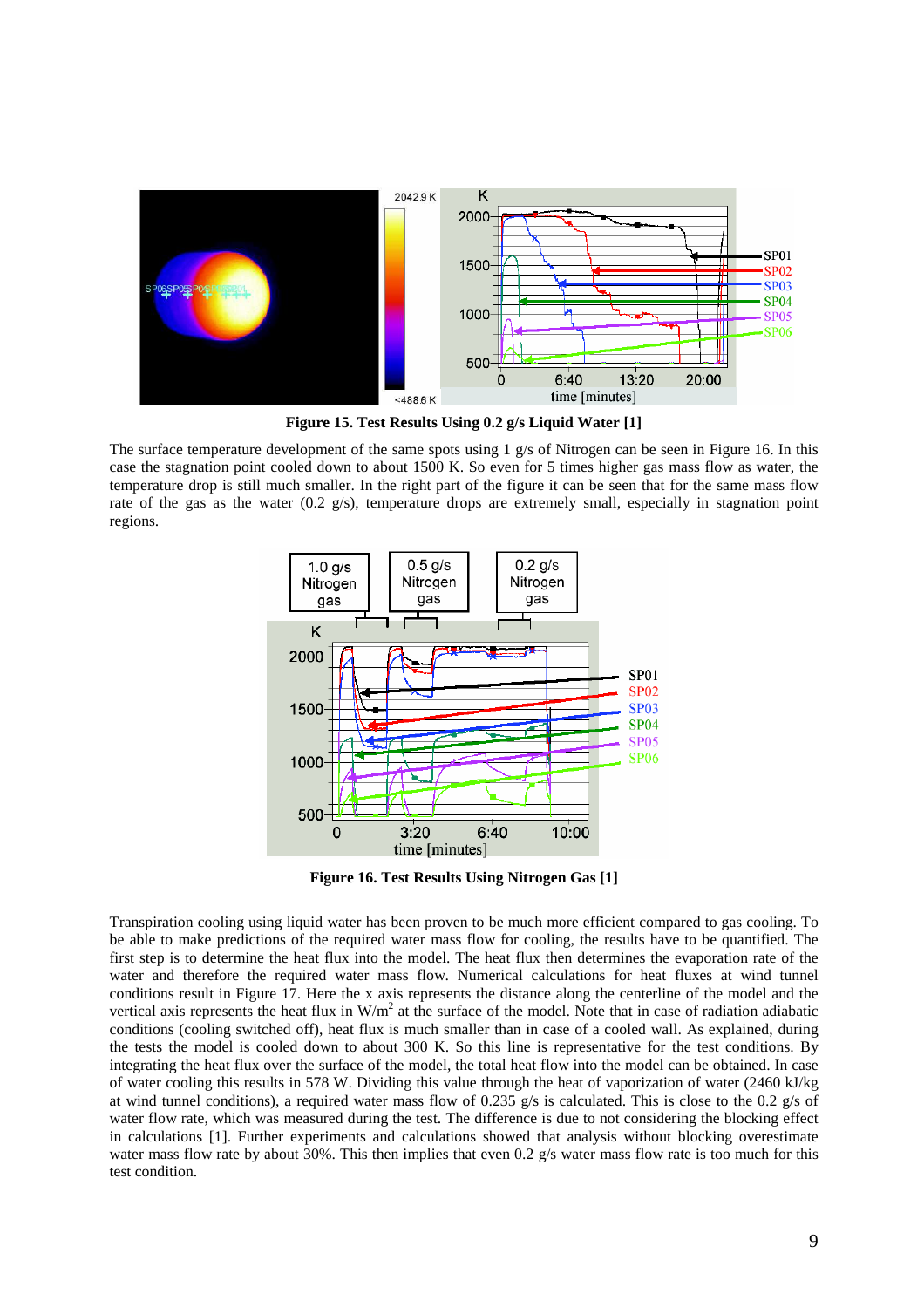**Figure 15. Test Results Using 0.2 g/s Liquid Water [1]**

The surface temperature development of the same spots using 1 g/s of Nitrogen can be seen in Figure 16. In this case the stagnation point cooled down to about 1500 K. So even for 5 times higher gas mass flow as water, the temperature drop is still much smaller. In the right part of the figure it can be seen that for the same mass flow rate of the gas as the water (0.2 g/s), temperature drops are extremely small, especially in stagnation point regions.

**Figure 16. Test Results Using Nitrogen Gas [1]**

Transpiration cooling using liquid water has been proven to be much more efficient compared to gas cooling. To be able to make predictions of the required water mass flow for cooling, the results have to be quantified. The first step is to determine the heat flux into the model. The heat flux then determines the evaporation rate of the water and therefore the required water mass flow. Numerical calculations for heat fluxes at wind tunnel conditions result in Figure 17. Here the x axis represents the distance along the centerline of the model and the vertical axis represents the heat flux in W/m$^2$ at the surface of the model. Note that in case of radiation adiabatic conditions (cooling switched off), heat flux is much smaller than in case of a cooled wall. As explained, during the tests the model is cooled down to about 300 K. So this line is representative for the test conditions. By integrating the heat flux over the surface of the model, the total heat flow into the model can be obtained. In case of water cooling this results in 578 W. Dividing this value through the heat of vaporization of water (2460 kJ/kg at wind tunnel conditions), a required water mass flow of 0.235 g/s is calculated. This is close to the 0.2 g/s of water flow rate, which was measured during the test. The difference is due to not considering the blocking effect in calculations [1]. Further experiments and calculations showed that analysis without blocking overestimate water mass flow rate by about 30%. This then implies that even 0.2 g/s water mass flow rate is too much for this test condition.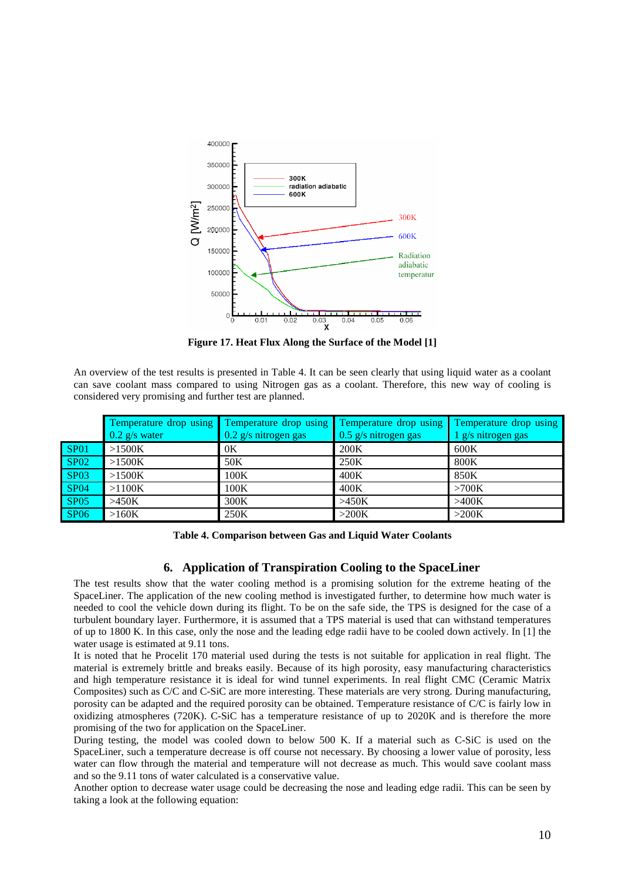**Figure 17. Heat Flux Along the Surface of the Model [1]**

An overview of the test results is presented in Table 4. It can be seen clearly that using liquid water as a coolant can save coolant mass compared to using Nitrogen gas as a coolant. Therefore, this new way of cooling is considered very promising and further test are planned.

| | Temperature drop using 0.2 g/s water | Temperature drop using 0.2 g/s nitrogen gas | Temperature drop using 0.5 g/s nitrogen gas | Temperature drop using 1 g/s nitrogen gas |
|---|---|---|---|---|
| SP01 | >1500K | 0K | 200K | 600K |
| SP02 | >1500K | 50K | 250K | 800K |
| SP03 | >1500K | 100K | 400K | 850K |
| SP04 | >1100K | 100K | 400K | >700K |
| SP05 | >450K | 300K | >450K | >400K |
| SP06 | >160K | 250K | >200K | >200K |

**Table 4. Comparison between Gas and Liquid Water Coolants**

## 6. Application of Transpiration Cooling to the SpaceLiner

The test results show that the water cooling method is a promising solution for the extreme heating of the SpaceLiner. The application of the new cooling method is investigated further, to determine how much water is needed to cool the vehicle down during its flight. To be on the safe side, the TPS is designed for the case of a turbulent boundary layer. Furthermore, it is assumed that a TPS material is used that can withstand temperatures of up to 1800 K. In this case, only the nose and the leading edge radii have to be cooled down actively. In [1] the water usage is estimated at 9.11 tons.

It is noted that he Procelit 170 material used during the tests is not suitable for application in real flight. The material is extremely brittle and breaks easily. Because of its high porosity, easy manufacturing characteristics and high temperature resistance it is ideal for wind tunnel experiments. In real flight CMC (Ceramic Matrix Composites) such as C/C and C-SiC are more interesting. These materials are very strong. During manufacturing, porosity can be adapted and the required porosity can be obtained. Temperature resistance of C/C is fairly low in oxidizing atmospheres (720K). C-SiC has a temperature resistance of up to 2020K and is therefore the more promising of the two for application on the SpaceLiner.

During testing, the model was cooled down to below 500 K. If a material such as C-SiC is used on the SpaceLiner, such a temperature decrease is off course not necessary. By choosing a lower value of porosity, less water can flow through the material and temperature will not decrease as much. This would save coolant mass and so the 9.11 tons of water calculated is a conservative value.

Another option to decrease water usage could be decreasing the nose and leading edge radii. This can be seen by taking a look at the following equation: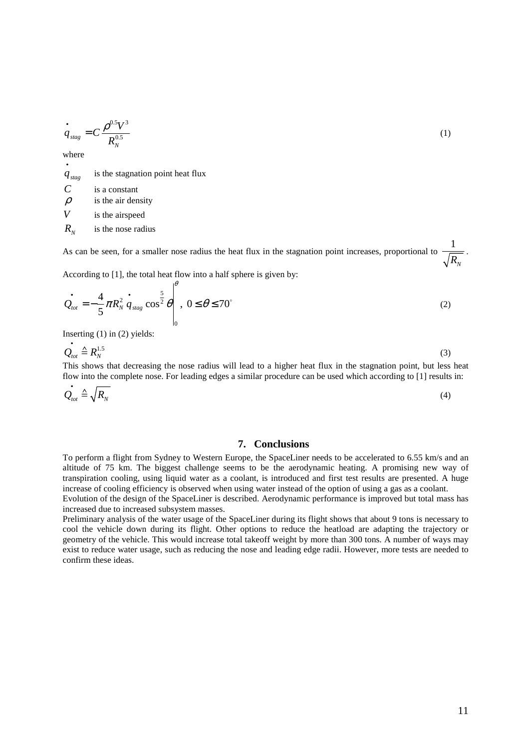$$\dot{q}_{stag} = C \frac{\rho^{0.5} V^3}{R_N^{0.5}} \tag{1}$$

where

$\dot{q}_{stag}$ is the stagnation point heat flux

$C$ is a constant

$\rho$ is the air density

$V$ is the airspeed

$R_N$ is the nose radius

As can be seen, for a smaller nose radius the heat flux in the stagnation point increases, proportional to $\frac{1}{\sqrt{R_N}}$.

According to [1], the total heat flow into a half sphere is given by:

$$\dot{Q}_{tot} = -\frac{4}{5} \pi R_N^2 \dot{q}_{stag} \cos^{\frac{5}{2}} \theta \Bigg|_0^{\theta}, \; 0 \le \theta \le 70^{\circ} \tag{2}$$

Inserting (1) in (2) yields:

$$\dot{Q}_{tot} \triangleq R_N^{1.5} \tag{3}$$

This shows that decreasing the nose radius will lead to a higher heat flux in the stagnation point, but less heat flow into the complete nose. For leading edges a similar procedure can be used which according to [1] results in:

$$\dot{Q}_{tot} \triangleq \sqrt{R_N} \tag{4}$$

## 7. Conclusions

To perform a flight from Sydney to Western Europe, the SpaceLiner needs to be accelerated to 6.55 km/s and an altitude of 75 km. The biggest challenge seems to be the aerodynamic heating. A promising new way of transpiration cooling, using liquid water as a coolant, is introduced and first test results are presented. A huge increase of cooling efficiency is observed when using water instead of the option of using a gas as a coolant.

Evolution of the design of the SpaceLiner is described. Aerodynamic performance is improved but total mass has increased due to increased subsystem masses.

Preliminary analysis of the water usage of the SpaceLiner during its flight shows that about 9 tons is necessary to cool the vehicle down during its flight. Other options to reduce the heatload are adapting the trajectory or geometry of the vehicle. This would increase total takeoff weight by more than 300 tons. A number of ways may exist to reduce water usage, such as reducing the nose and leading edge radii. However, more tests are needed to confirm these ideas.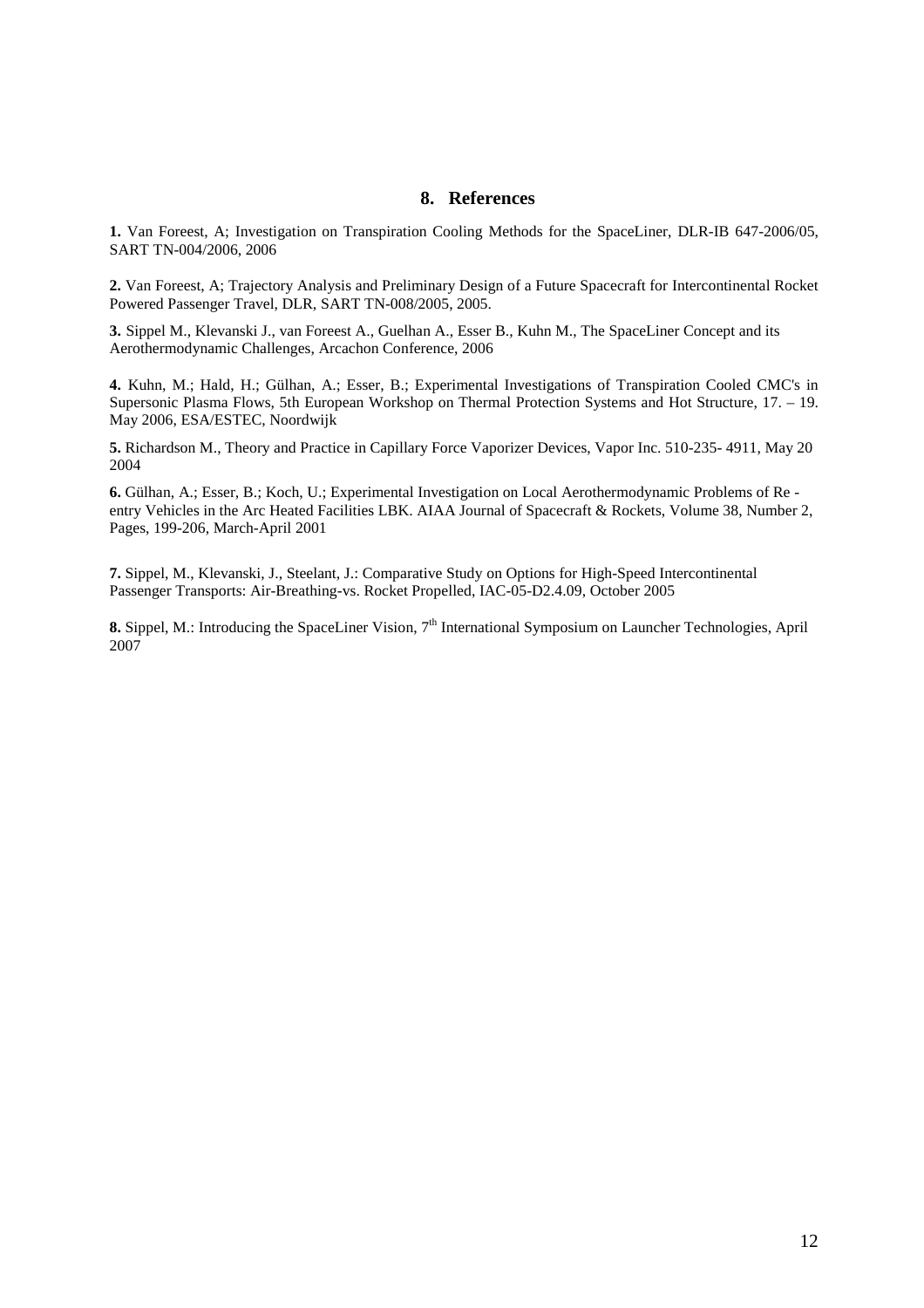## 8. References

**1.** Van Foreest, A; Investigation on Transpiration Cooling Methods for the SpaceLiner, DLR-IB 647-2006/05, SART TN-004/2006, 2006

**2.** Van Foreest, A; Trajectory Analysis and Preliminary Design of a Future Spacecraft for Intercontinental Rocket Powered Passenger Travel, DLR, SART TN-008/2005, 2005.

**3.** Sippel M., Klevanski J., van Foreest A., Guelhan A., Esser B., Kuhn M., The SpaceLiner Concept and its Aerothermodynamic Challenges, Arcachon Conference, 2006

**4.** Kuhn, M.; Hald, H.; Gülhan, A.; Esser, B.; Experimental Investigations of Transpiration Cooled CMC's in Supersonic Plasma Flows, 5th European Workshop on Thermal Protection Systems and Hot Structure, 17. – 19. May 2006, ESA/ESTEC, Noordwijk

**5.** Richardson M., Theory and Practice in Capillary Force Vaporizer Devices, Vapor Inc. 510-235- 4911, May 20 2004

**6.** Gülhan, A.; Esser, B.; Koch, U.; Experimental Investigation on Local Aerothermodynamic Problems of Re - entry Vehicles in the Arc Heated Facilities LBK. AIAA Journal of Spacecraft & Rockets, Volume 38, Number 2, Pages, 199-206, March-April 2001

**7.** Sippel, M., Klevanski, J., Steelant, J.: Comparative Study on Options for High-Speed Intercontinental Passenger Transports: Air-Breathing-vs. Rocket Propelled, IAC-05-D2.4.09, October 2005

**8.** Sippel, M.: Introducing the SpaceLiner Vision, 7th International Symposium on Launcher Technologies, April 2007